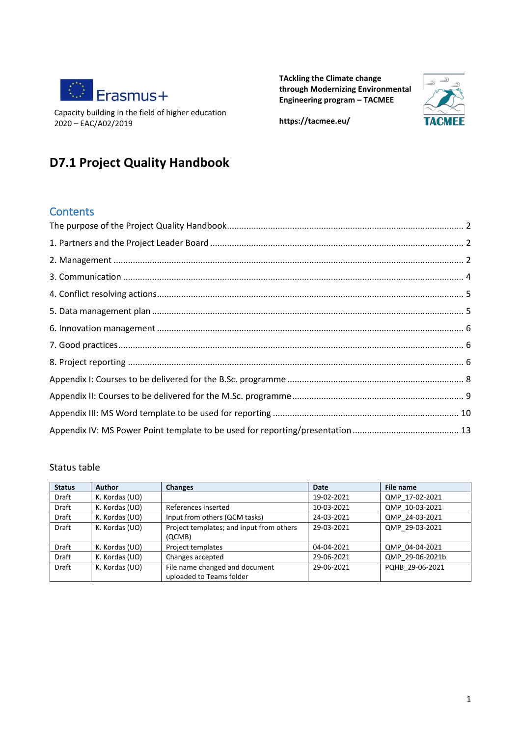Erasmus+

Capacity building in the field of higher education
2020 – EAC/A02/2019

**TAckling the Climate change through Modernizing Environmental Engineering program – TACMEE**

**https://tacmee.eu/**

# D7.1 Project Quality Handbook

## Contents

The purpose of the Project Quality Handbook ........ 2
1. Partners and the Project Leader Board ........ 2
2. Management ........ 2
3. Communication ........ 4
4. Conflict resolving actions ........ 5
5. Data management plan ........ 5
6. Innovation management ........ 6
7. Good practices ........ 6
8. Project reporting ........ 6
Appendix I: Courses to be delivered for the B.Sc. programme ........ 8
Appendix II: Courses to be delivered for the M.Sc. programme ........ 9
Appendix III: MS Word template to be used for reporting ........ 10
Appendix IV: MS Power Point template to be used for reporting/presentation ........ 13

Status table

| Status | Author | Changes | Date | File name |
|---|---|---|---|---|
| Draft | K. Kordas (UO) | | 19-02-2021 | QMP_17-02-2021 |
| Draft | K. Kordas (UO) | References inserted | 10-03-2021 | QMP_10-03-2021 |
| Draft | K. Kordas (UO) | Input from others (QCM tasks) | 24-03-2021 | QMP_24-03-2021 |
| Draft | K. Kordas (UO) | Project templates; and input from others (QCMB) | 29-03-2021 | QMP_29-03-2021 |
| Draft | K. Kordas (UO) | Project templates | 04-04-2021 | QMP_04-04-2021 |
| Draft | K. Kordas (UO) | Changes accepted | 29-06-2021 | QMP_29-06-2021b |
| Draft | K. Kordas (UO) | File name changed and document uploaded to Teams folder | 29-06-2021 | PQHB_29-06-2021 |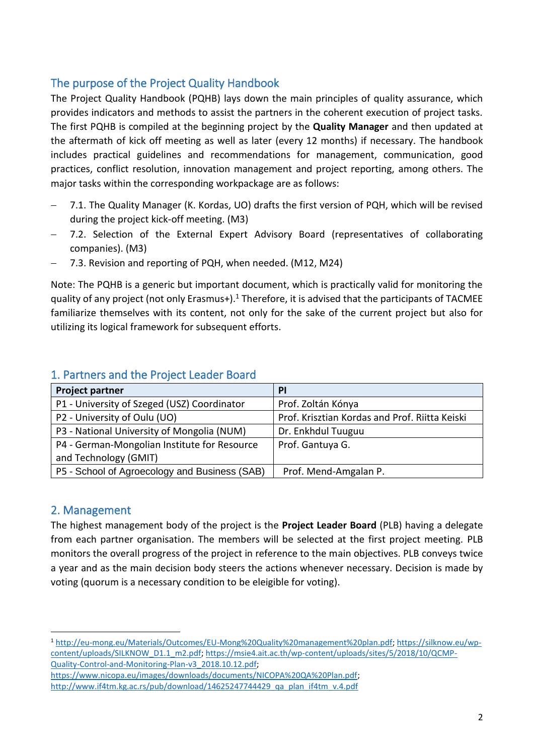## The purpose of the Project Quality Handbook

The Project Quality Handbook (PQHB) lays down the main principles of quality assurance, which provides indicators and methods to assist the partners in the coherent execution of project tasks. The first PQHB is compiled at the beginning project by the **Quality Manager** and then updated at the aftermath of kick off meeting as well as later (every 12 months) if necessary. The handbook includes practical guidelines and recommendations for management, communication, good practices, conflict resolution, innovation management and project reporting, among others. The major tasks within the corresponding workpackage are as follows:

- 7.1. The Quality Manager (K. Kordas, UO) drafts the first version of PQH, which will be revised during the project kick-off meeting. (M3)
- 7.2. Selection of the External Expert Advisory Board (representatives of collaborating companies). (M3)
- 7.3. Revision and reporting of PQH, when needed. (M12, M24)

Note: The PQHB is a generic but important document, which is practically valid for monitoring the quality of any project (not only Erasmus+).[1] Therefore, it is advised that the participants of TACMEE familiarize themselves with its content, not only for the sake of the current project but also for utilizing its logical framework for subsequent efforts.

## 1. Partners and the Project Leader Board

| Project partner | PI |
|---|---|
| P1 - University of Szeged (USZ) Coordinator | Prof. Zoltán Kónya |
| P2 - University of Oulu (UO) | Prof. Krisztian Kordas and Prof. Riitta Keiski |
| P3 - National University of Mongolia (NUM) | Dr. Enkhdul Tuuguu |
| P4 - German-Mongolian Institute for Resource and Technology (GMIT) | Prof. Gantuya G. |
| P5 - School of Agroecology and Business (SAB) | Prof. Mend-Amgalan P. |

## 2. Management

The highest management body of the project is the **Project Leader Board** (PLB) having a delegate from each partner organisation. The members will be selected at the first project meeting. PLB monitors the overall progress of the project in reference to the main objectives. PLB conveys twice a year and as the main decision body steers the actions whenever necessary. Decision is made by voting (quorum is a necessary condition to be eleigible for voting).

---

[1] http://eu-mong.eu/Materials/Outcomes/EU-Mong%20Quality%20management%20plan.pdf; https://silknow.eu/wp-content/uploads/SILKNOW_D1.1_m2.pdf; https://msie4.ait.ac.th/wp-content/uploads/sites/5/2018/10/QCMP-Quality-Control-and-Monitoring-Plan-v3_2018.10.12.pdf; https://www.nicopa.eu/images/downloads/documents/NICOPA%20QA%20Plan.pdf; http://www.if4tm.kg.ac.rs/pub/download/14625247744429_qa_plan_if4tm_v.4.pdf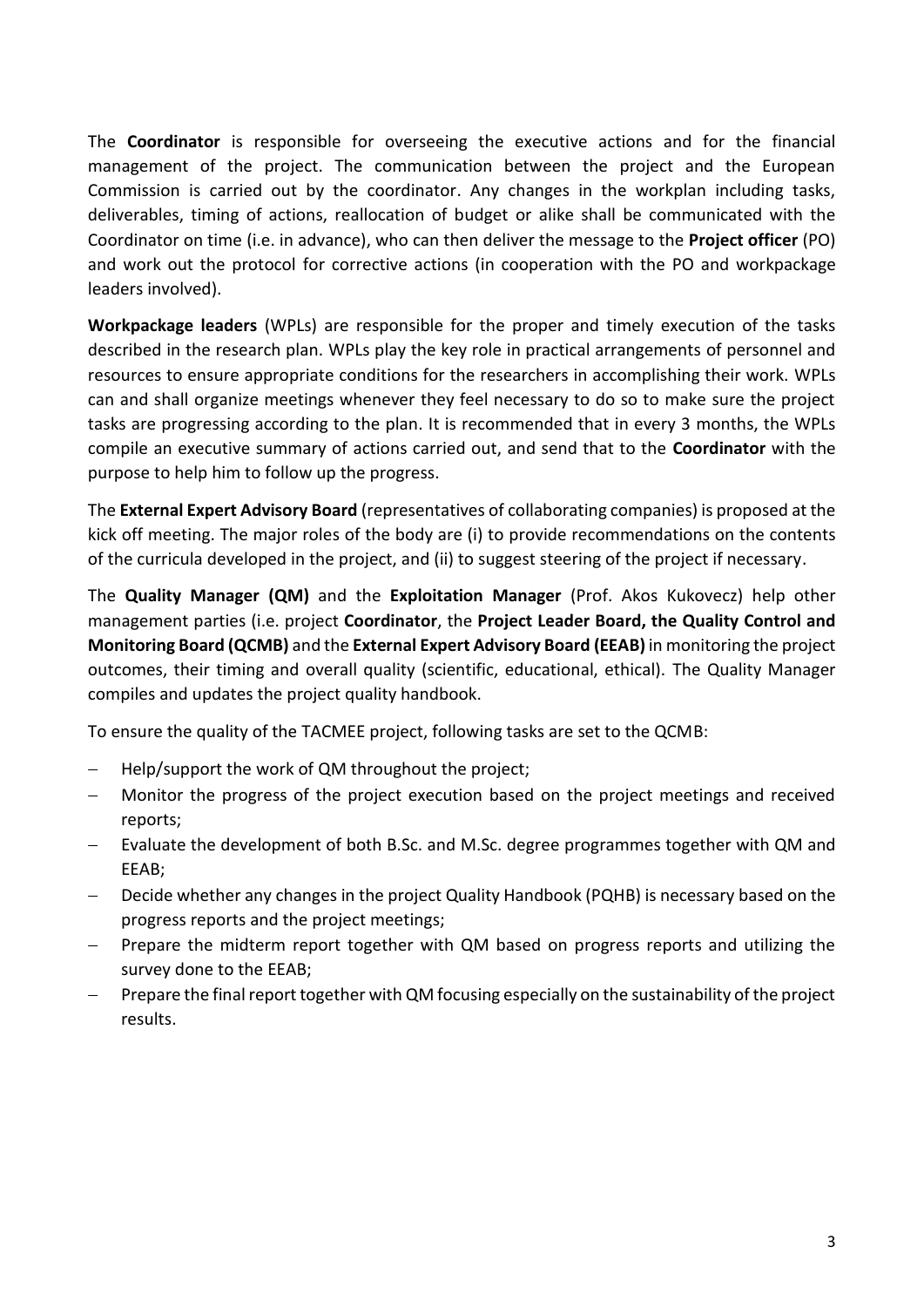The **Coordinator** is responsible for overseeing the executive actions and for the financial management of the project. The communication between the project and the European Commission is carried out by the coordinator. Any changes in the workplan including tasks, deliverables, timing of actions, reallocation of budget or alike shall be communicated with the Coordinator on time (i.e. in advance), who can then deliver the message to the **Project officer** (PO) and work out the protocol for corrective actions (in cooperation with the PO and workpackage leaders involved).

**Workpackage leaders** (WPLs) are responsible for the proper and timely execution of the tasks described in the research plan. WPLs play the key role in practical arrangements of personnel and resources to ensure appropriate conditions for the researchers in accomplishing their work. WPLs can and shall organize meetings whenever they feel necessary to do so to make sure the project tasks are progressing according to the plan. It is recommended that in every 3 months, the WPLs compile an executive summary of actions carried out, and send that to the **Coordinator** with the purpose to help him to follow up the progress.

The **External Expert Advisory Board** (representatives of collaborating companies) is proposed at the kick off meeting. The major roles of the body are (i) to provide recommendations on the contents of the curricula developed in the project, and (ii) to suggest steering of the project if necessary.

The **Quality Manager (QM)** and the **Exploitation Manager** (Prof. Akos Kukovecz) help other management parties (i.e. project **Coordinator**, the **Project Leader Board, the Quality Control and Monitoring Board (QCMB)** and the **External Expert Advisory Board (EEAB)** in monitoring the project outcomes, their timing and overall quality (scientific, educational, ethical). The Quality Manager compiles and updates the project quality handbook.

To ensure the quality of the TACMEE project, following tasks are set to the QCMB:

- Help/support the work of QM throughout the project;
- Monitor the progress of the project execution based on the project meetings and received reports;
- Evaluate the development of both B.Sc. and M.Sc. degree programmes together with QM and EEAB;
- Decide whether any changes in the project Quality Handbook (PQHB) is necessary based on the progress reports and the project meetings;
- Prepare the midterm report together with QM based on progress reports and utilizing the survey done to the EEAB;
- Prepare the final report together with QM focusing especially on the sustainability of the project results.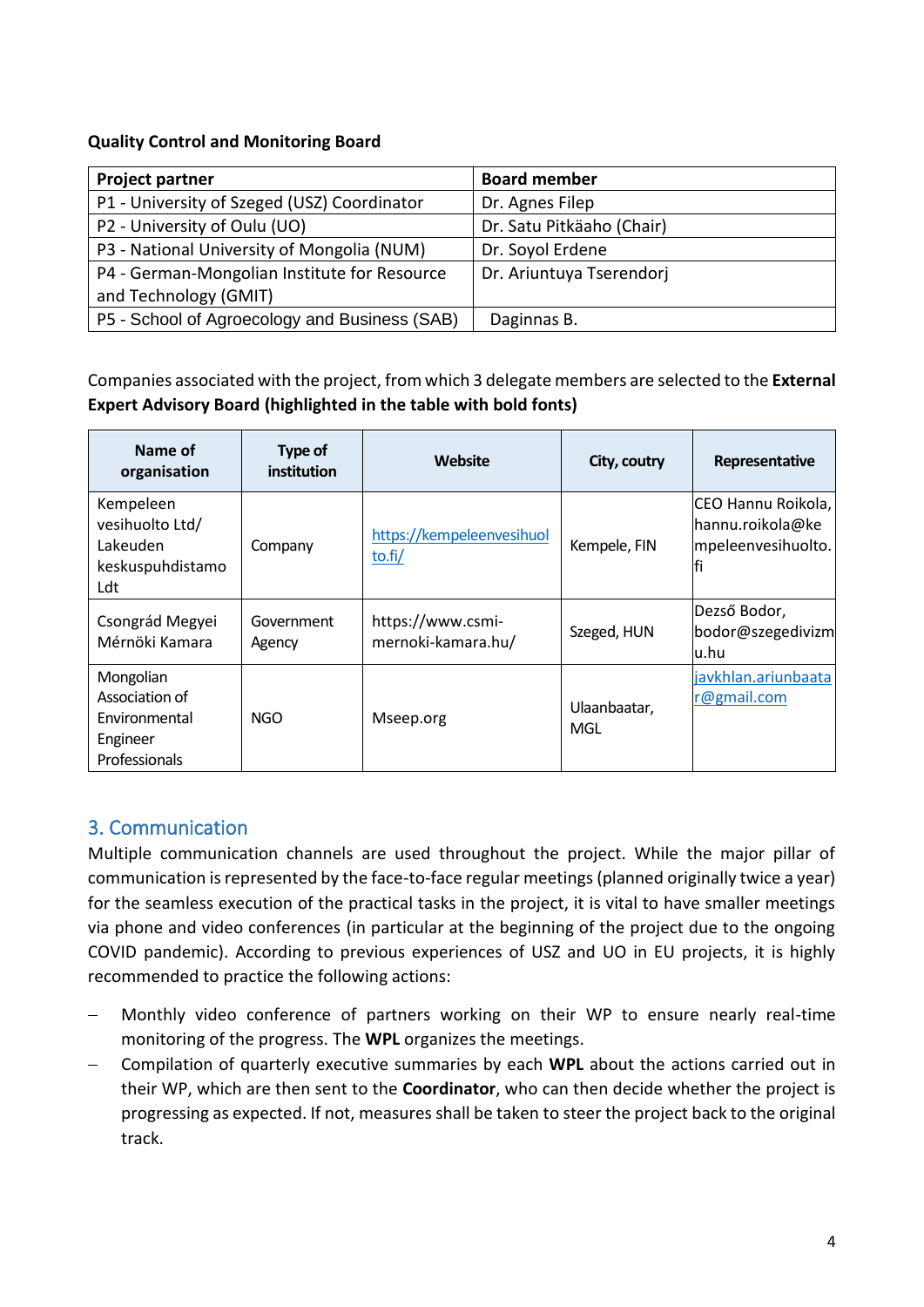**Quality Control and Monitoring Board**

| Project partner | Board member |
|---|---|
| P1 - University of Szeged (USZ) Coordinator | Dr. Agnes Filep |
| P2 - University of Oulu (UO) | Dr. Satu Pitkäaho (Chair) |
| P3 - National University of Mongolia (NUM) | Dr. Soyol Erdene |
| P4 - German-Mongolian Institute for Resource and Technology (GMIT) | Dr. Ariuntuya Tserendorj |
| P5 - School of Agroecology and Business (SAB) | Daginnas B. |

Companies associated with the project, from which 3 delegate members are selected to the **External Expert Advisory Board (highlighted in the table with bold fonts)**

| Name of organisation | Type of institution | Website | City, coutry | Representative |
|---|---|---|---|---|
| Kempeleen vesihuolto Ltd/ Lakeuden keskuspuhdistamo Ldt | Company | https://kempeleenvesihuolto.fi/ | Kempele, FIN | CEO Hannu Roikola, hannu.roikola@kempeleenvesihuolto.fi |
| Csongrád Megyei Mérnöki Kamara | Government Agency | https://www.csmi-mernoki-kamara.hu/ | Szeged, HUN | Dező Bodor, bodor@szegedivizmu.hu |
| Mongolian Association of Environmental Engineer Professionals | NGO | Mseep.org | Ulaanbaatar, MGL | javkhlan.ariunbaatar@gmail.com |

## 3. Communication

Multiple communication channels are used throughout the project. While the major pillar of communication is represented by the face-to-face regular meetings (planned originally twice a year) for the seamless execution of the practical tasks in the project, it is vital to have smaller meetings via phone and video conferences (in particular at the beginning of the project due to the ongoing COVID pandemic). According to previous experiences of USZ and UO in EU projects, it is highly recommended to practice the following actions:

- Monthly video conference of partners working on their WP to ensure nearly real-time monitoring of the progress. The **WPL** organizes the meetings.
- Compilation of quarterly executive summaries by each **WPL** about the actions carried out in their WP, which are then sent to the **Coordinator**, who can then decide whether the project is progressing as expected. If not, measures shall be taken to steer the project back to the original track.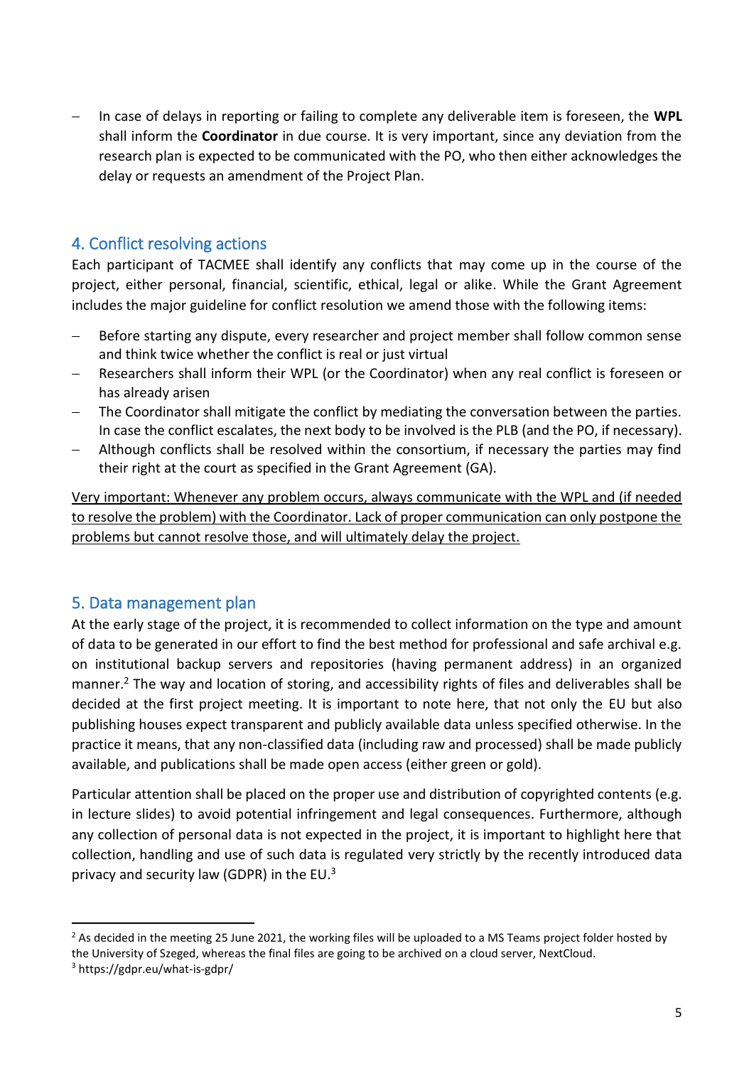- In case of delays in reporting or failing to complete any deliverable item is foreseen, the **WPL** shall inform the **Coordinator** in due course. It is very important, since any deviation from the research plan is expected to be communicated with the PO, who then either acknowledges the delay or requests an amendment of the Project Plan.

## 4. Conflict resolving actions

Each participant of TACMEE shall identify any conflicts that may come up in the course of the project, either personal, financial, scientific, ethical, legal or alike. While the Grant Agreement includes the major guideline for conflict resolution we amend those with the following items:

- Before starting any dispute, every researcher and project member shall follow common sense and think twice whether the conflict is real or just virtual
- Researchers shall inform their WPL (or the Coordinator) when any real conflict is foreseen or has already arisen
- The Coordinator shall mitigate the conflict by mediating the conversation between the parties. In case the conflict escalates, the next body to be involved is the PLB (and the PO, if necessary).
- Although conflicts shall be resolved within the consortium, if necessary the parties may find their right at the court as specified in the Grant Agreement (GA).

<u>Very important: Whenever any problem occurs, always communicate with the WPL and (if needed to resolve the problem) with the Coordinator. Lack of proper communication can only postpone the problems but cannot resolve those, and will ultimately delay the project.</u>

## 5. Data management plan

At the early stage of the project, it is recommended to collect information on the type and amount of data to be generated in our effort to find the best method for professional and safe archival e.g. on institutional backup servers and repositories (having permanent address) in an organized manner.[2] The way and location of storing, and accessibility rights of files and deliverables shall be decided at the first project meeting. It is important to note here, that not only the EU but also publishing houses expect transparent and publicly available data unless specified otherwise. In the practice it means, that any non-classified data (including raw and processed) shall be made publicly available, and publications shall be made open access (either green or gold).

Particular attention shall be placed on the proper use and distribution of copyrighted contents (e.g. in lecture slides) to avoid potential infringement and legal consequences. Furthermore, although any collection of personal data is not expected in the project, it is important to highlight here that collection, handling and use of such data is regulated very strictly by the recently introduced data privacy and security law (GDPR) in the EU.[3]

---

[2] As decided in the meeting 25 June 2021, the working files will be uploaded to a MS Teams project folder hosted by the University of Szeged, whereas the final files are going to be archived on a cloud server, NextCloud.

[3] https://gdpr.eu/what-is-gdpr/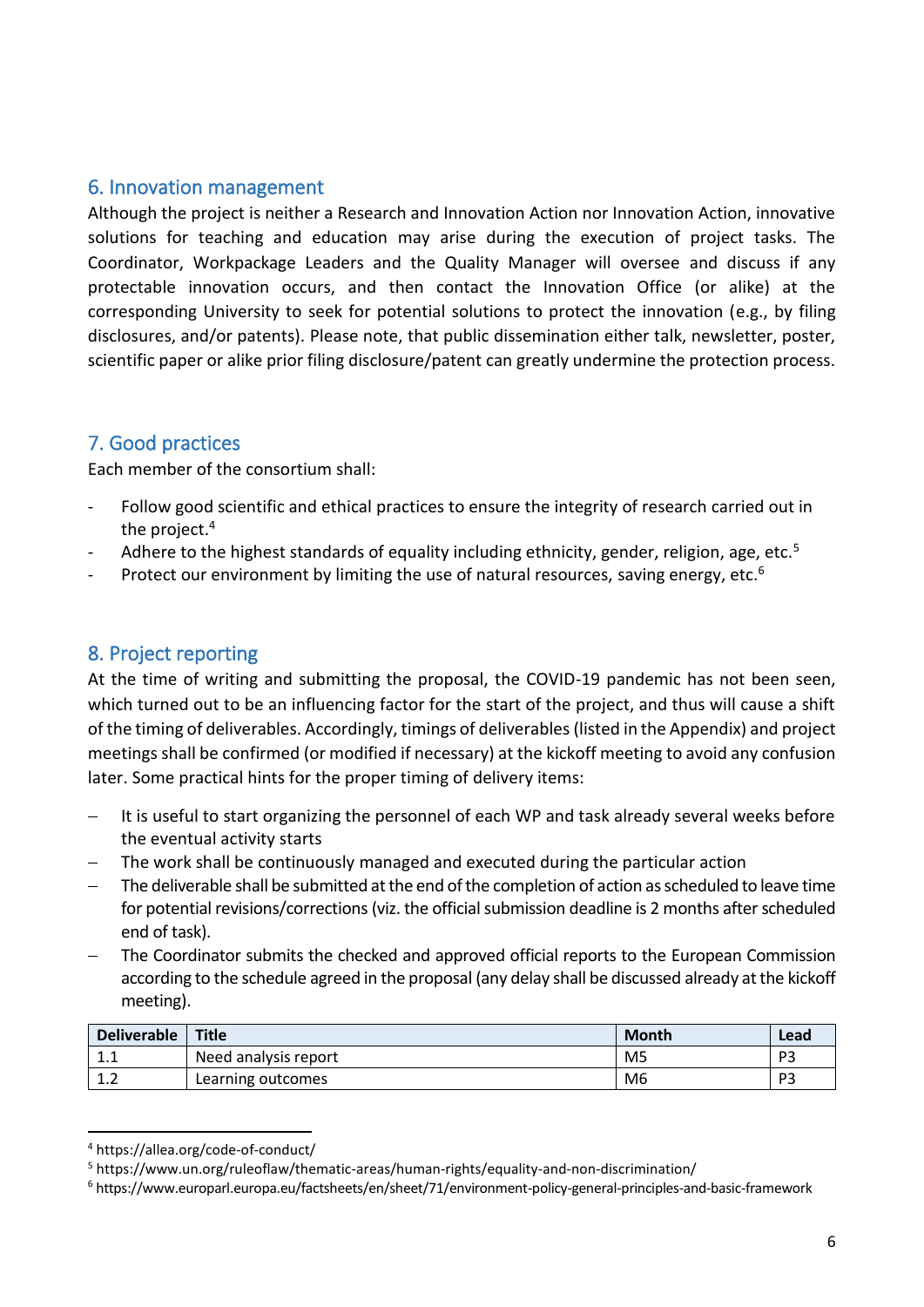## 6. Innovation management

Although the project is neither a Research and Innovation Action nor Innovation Action, innovative solutions for teaching and education may arise during the execution of project tasks. The Coordinator, Workpackage Leaders and the Quality Manager will oversee and discuss if any protectable innovation occurs, and then contact the Innovation Office (or alike) at the corresponding University to seek for potential solutions to protect the innovation (e.g., by filing disclosures, and/or patents). Please note, that public dissemination either talk, newsletter, poster, scientific paper or alike prior filing disclosure/patent can greatly undermine the protection process.

## 7. Good practices

Each member of the consortium shall:

- Follow good scientific and ethical practices to ensure the integrity of research carried out in the project.[4]
- Adhere to the highest standards of equality including ethnicity, gender, religion, age, etc.[5]
- Protect our environment by limiting the use of natural resources, saving energy, etc.[6]

## 8. Project reporting

At the time of writing and submitting the proposal, the COVID-19 pandemic has not been seen, which turned out to be an influencing factor for the start of the project, and thus will cause a shift of the timing of deliverables. Accordingly, timings of deliverables (listed in the Appendix) and project meetings shall be confirmed (or modified if necessary) at the kickoff meeting to avoid any confusion later. Some practical hints for the proper timing of delivery items:

- It is useful to start organizing the personnel of each WP and task already several weeks before the eventual activity starts
- The work shall be continuously managed and executed during the particular action
- The deliverable shall be submitted at the end of the completion of action as scheduled to leave time for potential revisions/corrections (viz. the official submission deadline is 2 months after scheduled end of task).
- The Coordinator submits the checked and approved official reports to the European Commission according to the schedule agreed in the proposal (any delay shall be discussed already at the kickoff meeting).

| Deliverable | Title | Month | Lead |
|---|---|---|---|
| 1.1 | Need analysis report | M5 | P3 |
| 1.2 | Learning outcomes | M6 | P3 |

[4] https://allea.org/code-of-conduct/
[5] https://www.un.org/ruleoflaw/thematic-areas/human-rights/equality-and-non-discrimination/
[6] https://www.europarl.europa.eu/factsheets/en/sheet/71/environment-policy-general-principles-and-basic-framework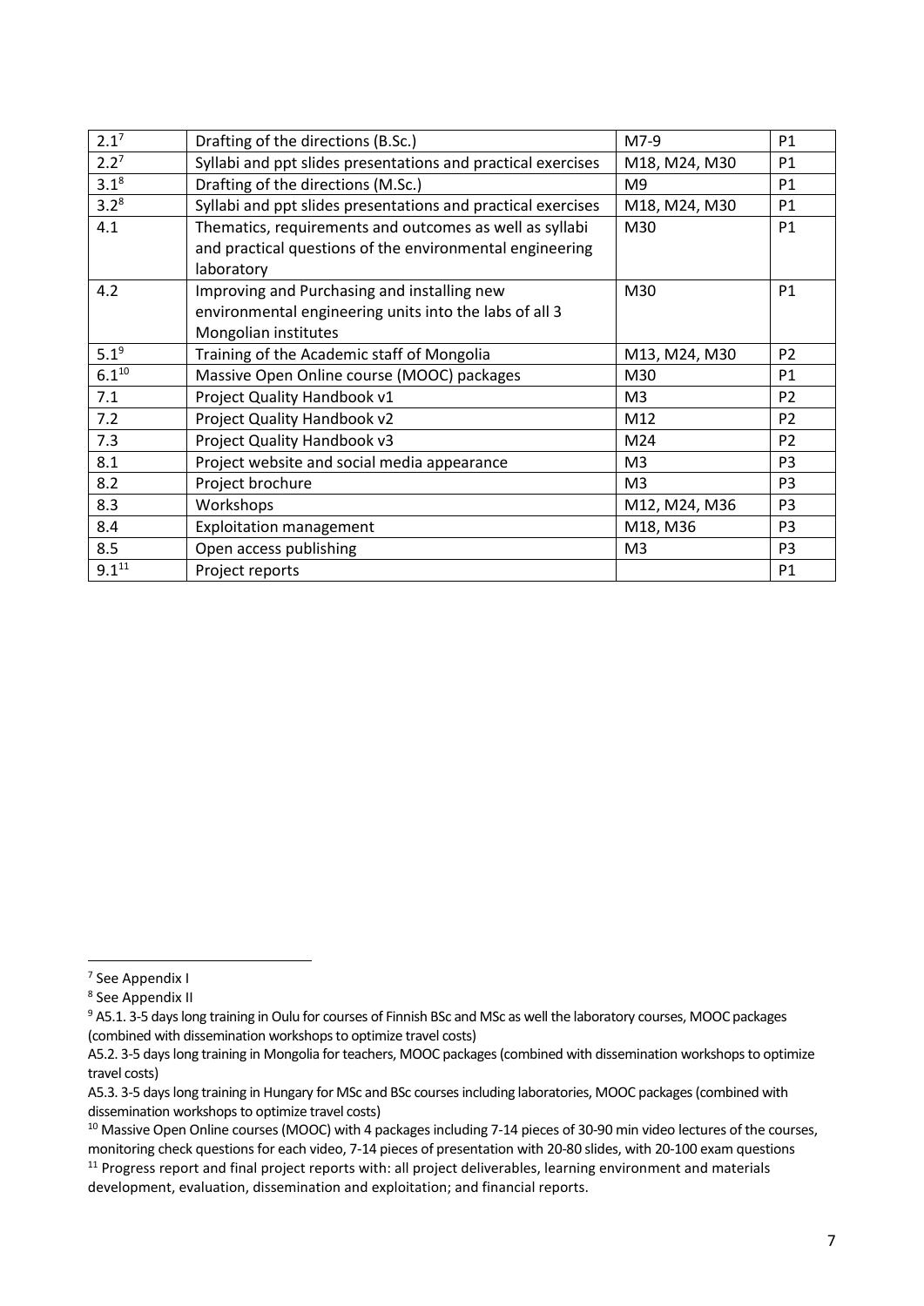| | | | |
|---|---|---|---|
| 2.1[7] | Drafting of the directions (B.Sc.) | M7-9 | P1 |
| 2.2[7] | Syllabi and ppt slides presentations and practical exercises | M18, M24, M30 | P1 |
| 3.1[8] | Drafting of the directions (M.Sc.) | M9 | P1 |
| 3.2[8] | Syllabi and ppt slides presentations and practical exercises | M18, M24, M30 | P1 |
| 4.1 | Thematics, requirements and outcomes as well as syllabi and practical questions of the environmental engineering laboratory | M30 | P1 |
| 4.2 | Improving and Purchasing and installing new environmental engineering units into the labs of all 3 Mongolian institutes | M30 | P1 |
| 5.1[9] | Training of the Academic staff of Mongolia | M13, M24, M30 | P2 |
| 6.1[10] | Massive Open Online course (MOOC) packages | M30 | P1 |
| 7.1 | Project Quality Handbook v1 | M3 | P2 |
| 7.2 | Project Quality Handbook v2 | M12 | P2 |
| 7.3 | Project Quality Handbook v3 | M24 | P2 |
| 8.1 | Project website and social media appearance | M3 | P3 |
| 8.2 | Project brochure | M3 | P3 |
| 8.3 | Workshops | M12, M24, M36 | P3 |
| 8.4 | Exploitation management | M18, M36 | P3 |
| 8.5 | Open access publishing | M3 | P3 |
| 9.1[11] | Project reports | | P1 |

[7] See Appendix I

[8] See Appendix II

[9] A5.1. 3-5 days long training in Oulu for courses of Finnish BSc and MSc as well the laboratory courses, MOOC packages (combined with dissemination workshops to optimize travel costs)

A5.2. 3-5 days long training in Mongolia for teachers, MOOC packages (combined with dissemination workshops to optimize travel costs)

A5.3. 3-5 days long training in Hungary for MSc and BSc courses including laboratories, MOOC packages (combined with dissemination workshops to optimize travel costs)

[10] Massive Open Online courses (MOOC) with 4 packages including 7-14 pieces of 30-90 min video lectures of the courses, monitoring check questions for each video, 7-14 pieces of presentation with 20-80 slides, with 20-100 exam questions

[11] Progress report and final project reports with: all project deliverables, learning environment and materials development, evaluation, dissemination and exploitation; and financial reports.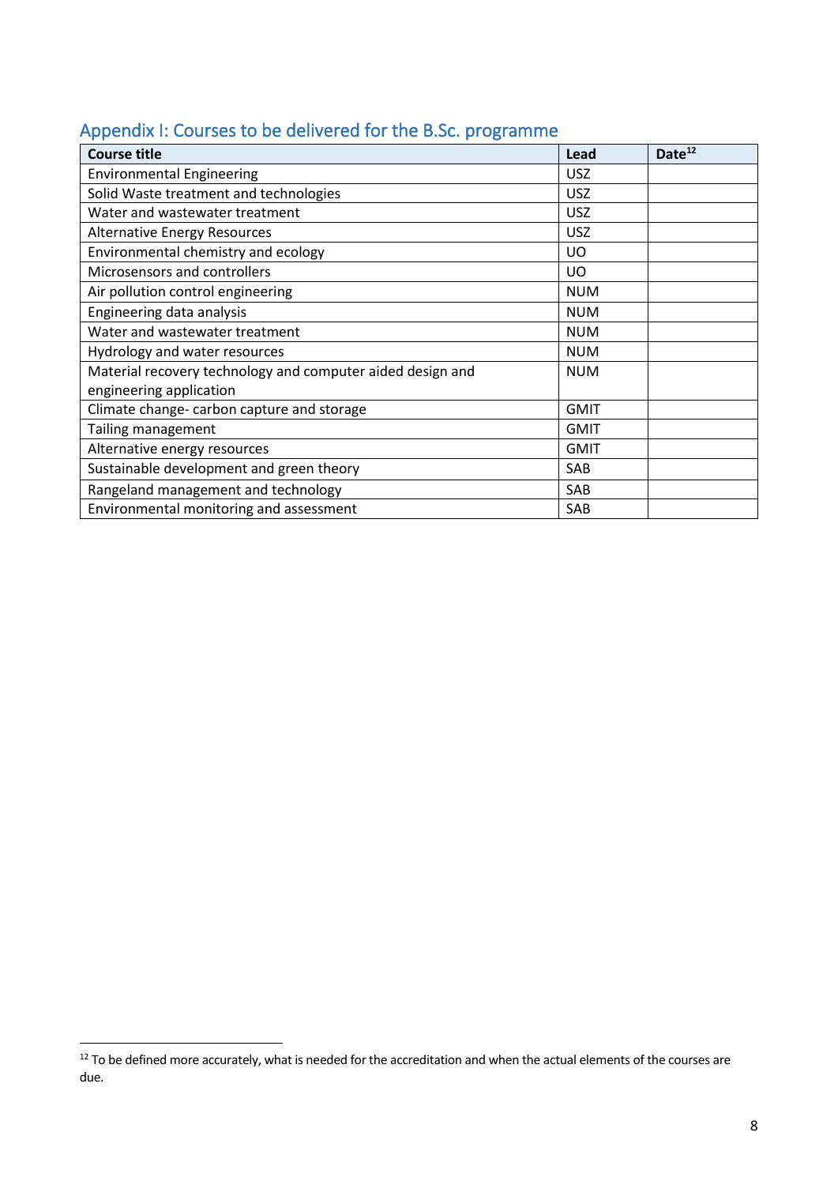## Appendix I: Courses to be delivered for the B.Sc. programme

| Course title | Lead | Date[12] |
|---|---|---|
| Environmental Engineering | USZ | |
| Solid Waste treatment and technologies | USZ | |
| Water and wastewater treatment | USZ | |
| Alternative Energy Resources | USZ | |
| Environmental chemistry and ecology | UO | |
| Microsensors and controllers | UO | |
| Air pollution control engineering | NUM | |
| Engineering data analysis | NUM | |
| Water and wastewater treatment | NUM | |
| Hydrology and water resources | NUM | |
| Material recovery technology and computer aided design and engineering application | NUM | |
| Climate change- carbon capture and storage | GMIT | |
| Tailing management | GMIT | |
| Alternative energy resources | GMIT | |
| Sustainable development and green theory | SAB | |
| Rangeland management and technology | SAB | |
| Environmental monitoring and assessment | SAB | |

[12] To be defined more accurately, what is needed for the accreditation and when the actual elements of the courses are due.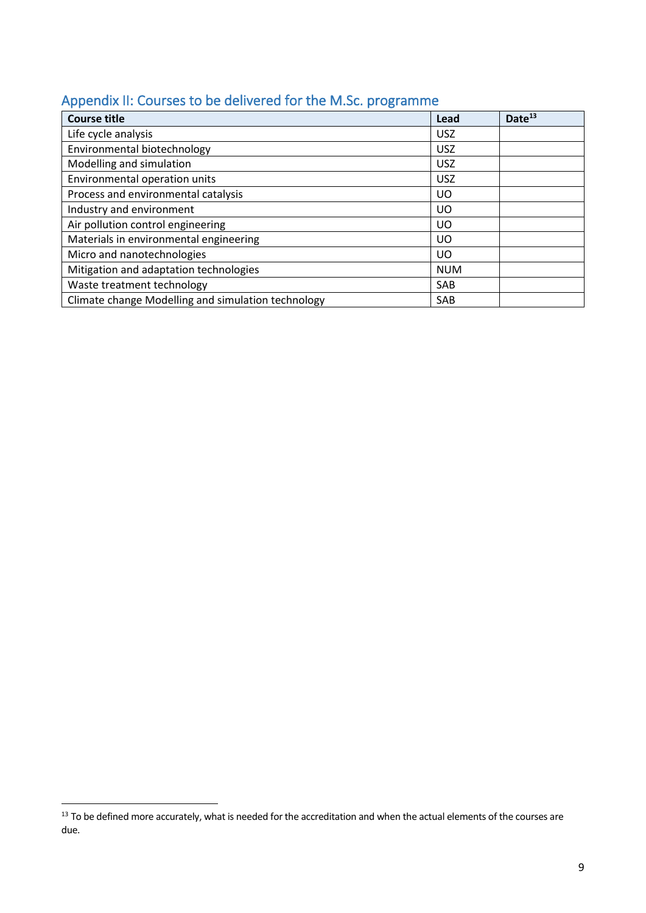## Appendix II: Courses to be delivered for the M.Sc. programme

| Course title | Lead | Date[13] |
|---|---|---|
| Life cycle analysis | USZ | |
| Environmental biotechnology | USZ | |
| Modelling and simulation | USZ | |
| Environmental operation units | USZ | |
| Process and environmental catalysis | UO | |
| Industry and environment | UO | |
| Air pollution control engineering | UO | |
| Materials in environmental engineering | UO | |
| Micro and nanotechnologies | UO | |
| Mitigation and adaptation technologies | NUM | |
| Waste treatment technology | SAB | |
| Climate change Modelling and simulation technology | SAB | |

[13] To be defined more accurately, what is needed for the accreditation and when the actual elements of the courses are due.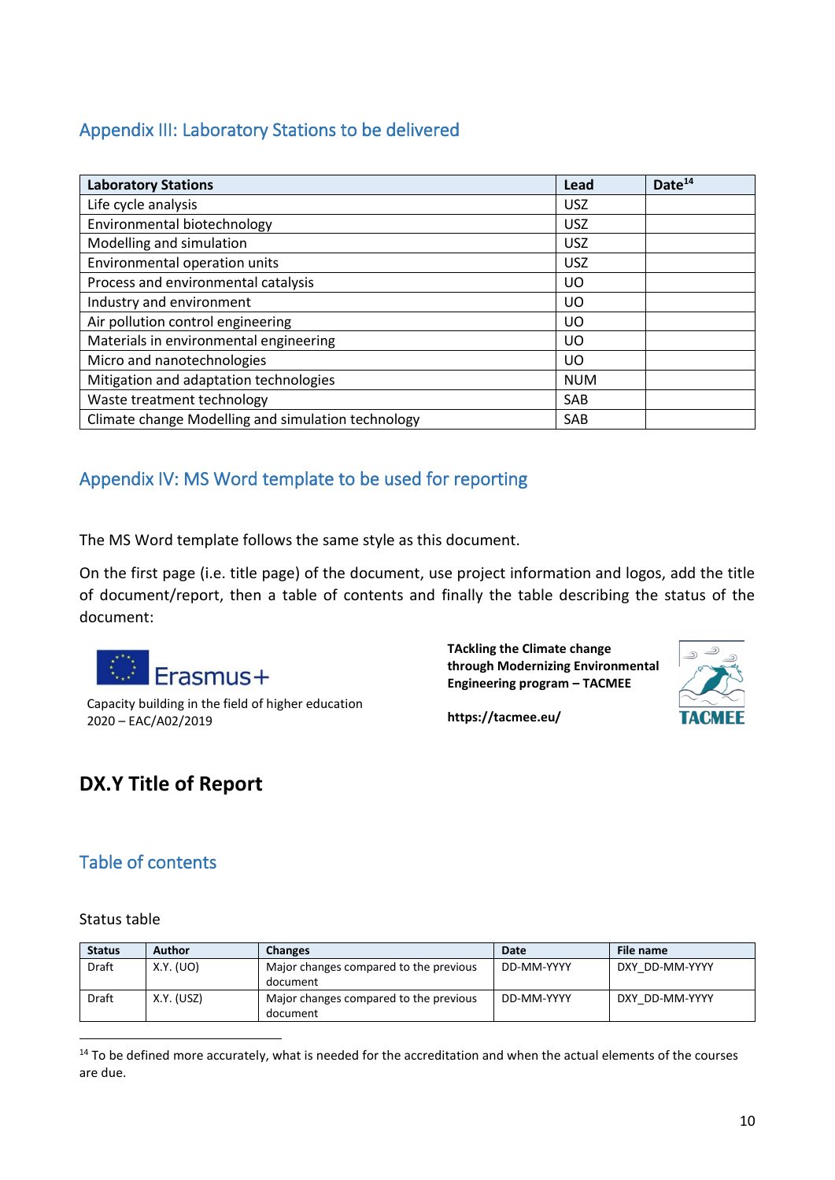## Appendix III: Laboratory Stations to be delivered

| Laboratory Stations | Lead | Date[14] |
|---|---|---|
| Life cycle analysis | USZ | |
| Environmental biotechnology | USZ | |
| Modelling and simulation | USZ | |
| Environmental operation units | USZ | |
| Process and environmental catalysis | UO | |
| Industry and environment | UO | |
| Air pollution control engineering | UO | |
| Materials in environmental engineering | UO | |
| Micro and nanotechnologies | UO | |
| Mitigation and adaptation technologies | NUM | |
| Waste treatment technology | SAB | |
| Climate change Modelling and simulation technology | SAB | |

## Appendix IV: MS Word template to be used for reporting

The MS Word template follows the same style as this document.

On the first page (i.e. title page) of the document, use project information and logos, add the title of document/report, then a table of contents and finally the table describing the status of the document:

Erasmus+

Capacity building in the field of higher education
2020 – EAC/A02/2019

**TAckling the Climate change through Modernizing Environmental Engineering program – TACMEE**

**https://tacmee.eu/**

TACMEE

# DX.Y Title of Report

## Table of contents

Status table

| Status | Author | Changes | Date | File name |
|---|---|---|---|---|
| Draft | X.Y. (UO) | Major changes compared to the previous document | DD-MM-YYYY | DXY_DD-MM-YYYY |
| Draft | X.Y. (USZ) | Major changes compared to the previous document | DD-MM-YYYY | DXY_DD-MM-YYYY |

[14] To be defined more accurately, what is needed for the accreditation and when the actual elements of the courses are due.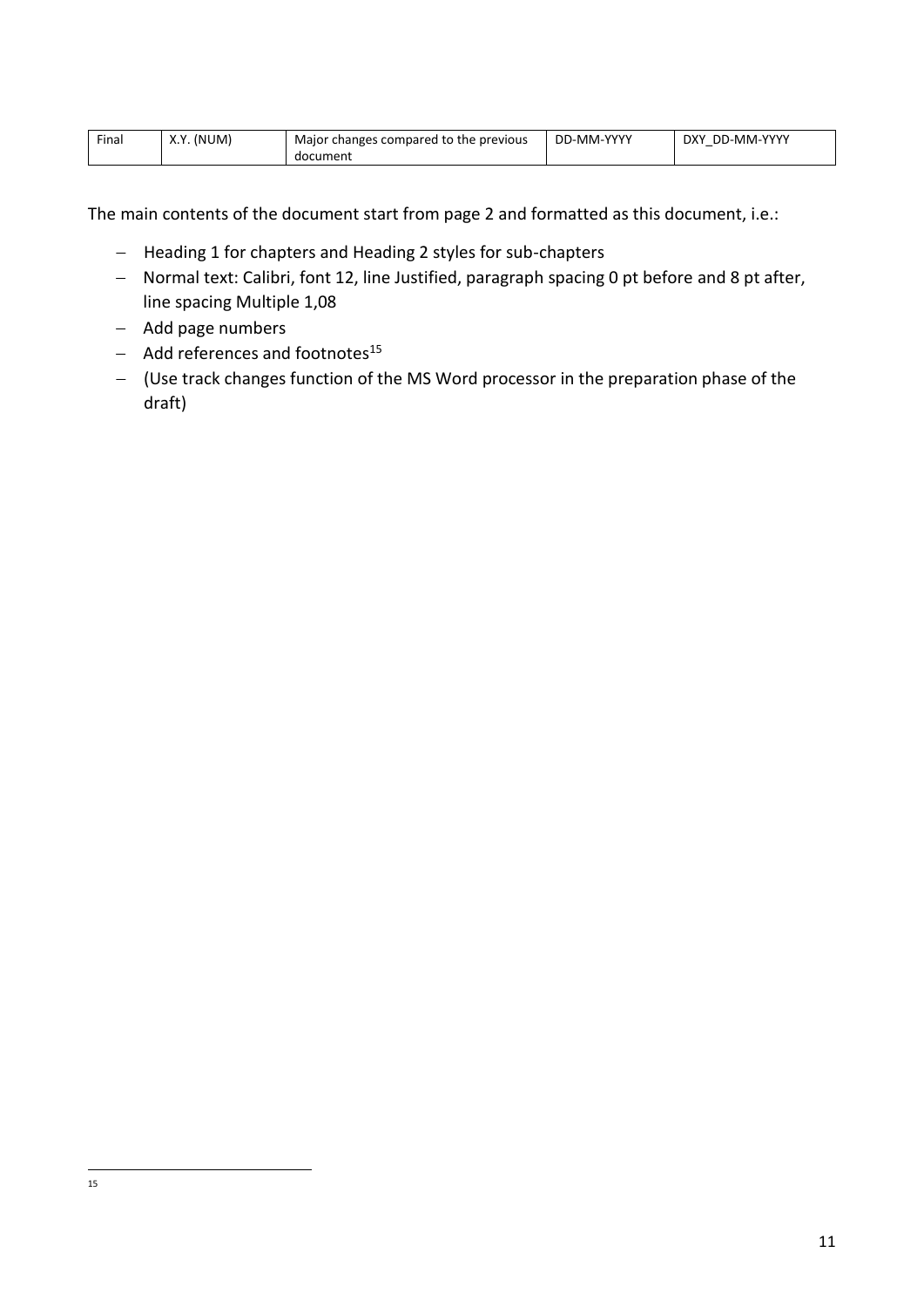| Final | X.Y. (NUM) | Major changes compared to the previous document | DD-MM-YYYY | DXY_DD-MM-YYYY |
|---|---|---|---|---|

The main contents of the document start from page 2 and formatted as this document, i.e.:

- Heading 1 for chapters and Heading 2 styles for sub-chapters
- Normal text: Calibri, font 12, line Justified, paragraph spacing 0 pt before and 8 pt after, line spacing Multiple 1,08
- Add page numbers
- Add references and footnotes[15]
- (Use track changes function of the MS Word processor in the preparation phase of the draft)

---

[15]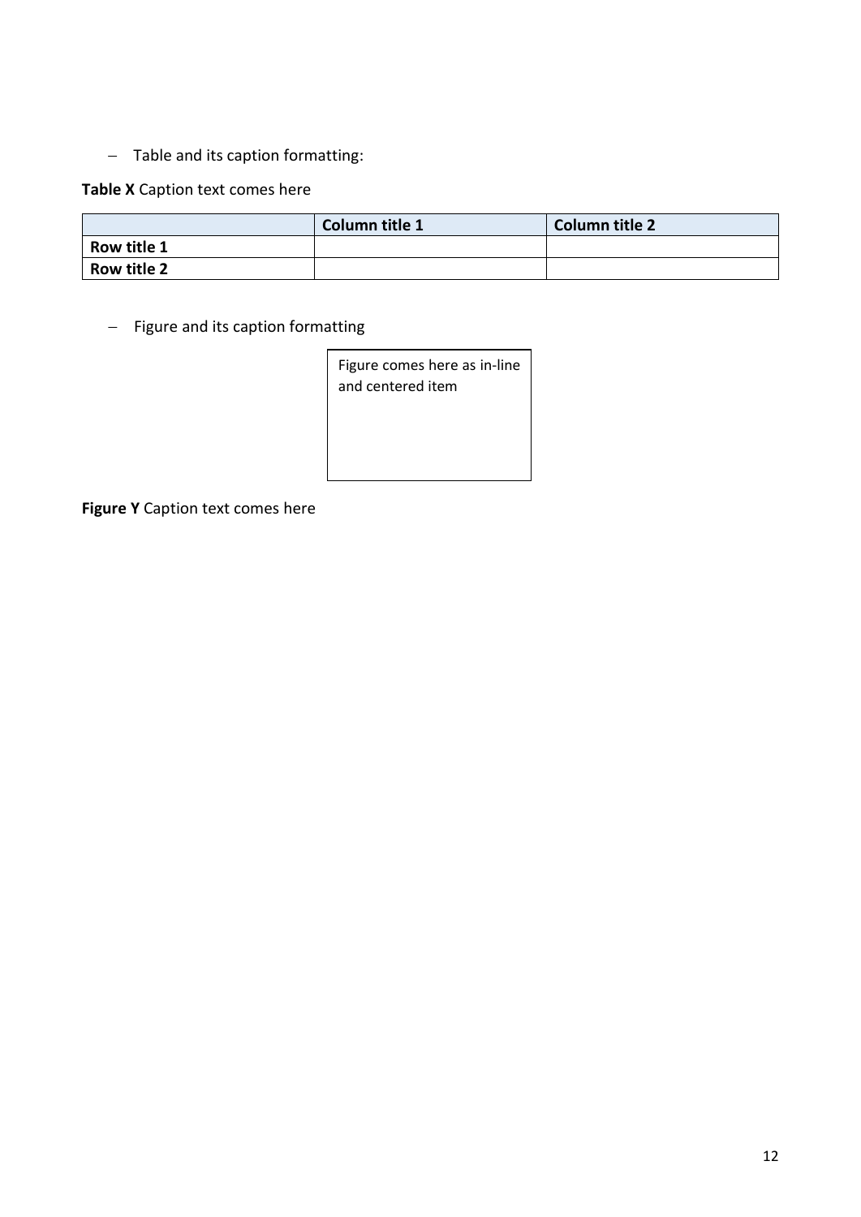- Table and its caption formatting:

**Table X** Caption text comes here

| | **Column title 1** | **Column title 2** |
|---|---|---|
| **Row title 1** | | |
| **Row title 2** | | |

- Figure and its caption formatting

Figure comes here as in-line and centered item

**Figure Y** Caption text comes here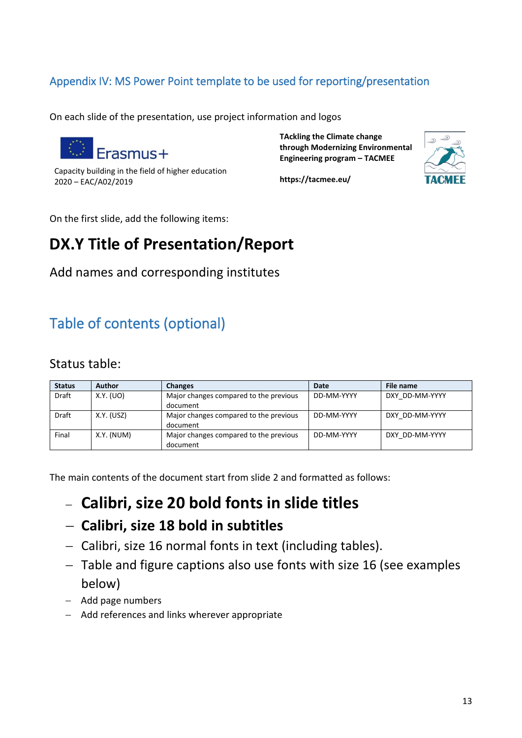## Appendix IV: MS Power Point template to be used for reporting/presentation

On each slide of the presentation, use project information and logos

Erasmus+

Capacity building in the field of higher education
2020 – EAC/A02/2019

**TAckling the Climate change through Modernizing Environmental Engineering program – TACMEE**

**https://tacmee.eu/**

TACMEE

On the first slide, add the following items:

# DX.Y Title of Presentation/Report

Add names and corresponding institutes

## Table of contents (optional)

Status table:

| Status | Author | Changes | Date | File name |
|---|---|---|---|---|
| Draft | X.Y. (UO) | Major changes compared to the previous document | DD-MM-YYYY | DXY_DD-MM-YYYY |
| Draft | X.Y. (USZ) | Major changes compared to the previous document | DD-MM-YYYY | DXY_DD-MM-YYYY |
| Final | X.Y. (NUM) | Major changes compared to the previous document | DD-MM-YYYY | DXY_DD-MM-YYYY |

The main contents of the document start from slide 2 and formatted as follows:

- **Calibri, size 20 bold fonts in slide titles**
- **Calibri, size 18 bold in subtitles**
- Calibri, size 16 normal fonts in text (including tables).
- Table and figure captions also use fonts with size 16 (see examples below)
- Add page numbers
- Add references and links wherever appropriate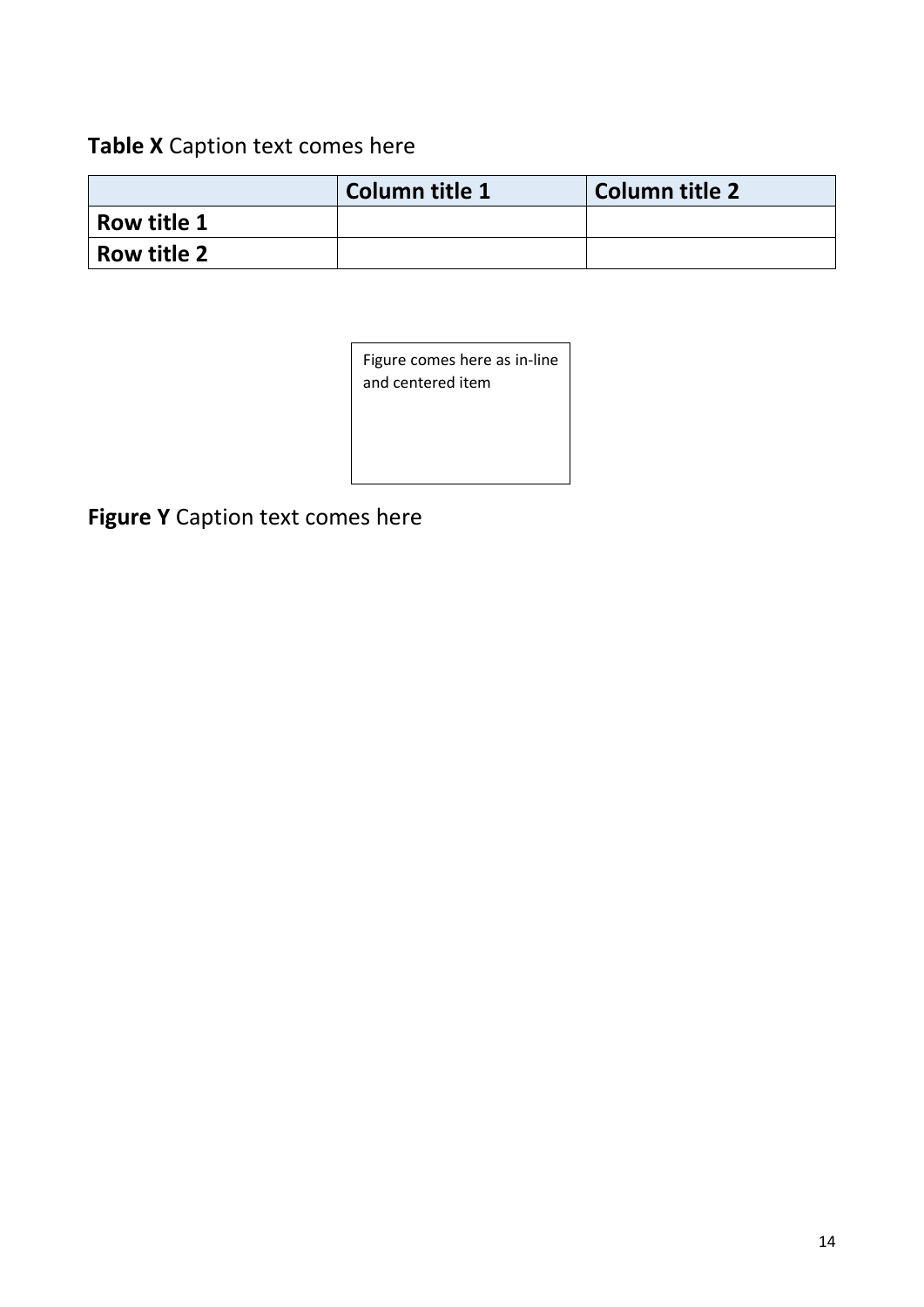**Table X** Caption text comes here

| | Column title 1 | Column title 2 |
|---|---|---|
| **Row title 1** | | |
| **Row title 2** | | |

Figure comes here as in-line and centered item

**Figure Y** Caption text comes here